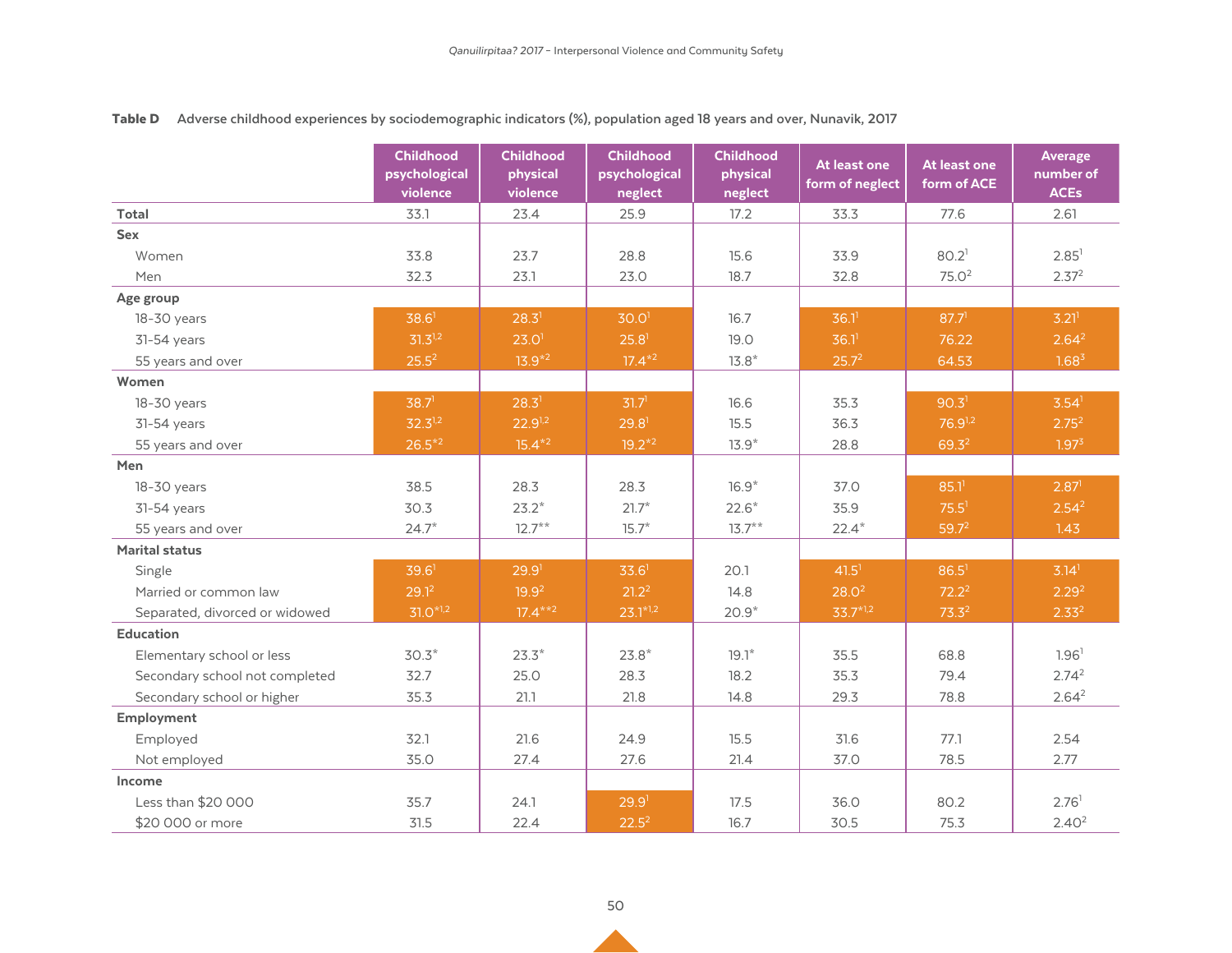**Table D** Adverse childhood experiences by sociodemographic indicators (%), population aged 18 years and over, Nunavik, 2017

| | Childhood psychological violence | Childhood physical violence | Childhood psychological neglect | Childhood physical neglect | At least one form of neglect | At least one form of ACE | Average number of ACEs |
|---|---|---|---|---|---|---|---|
| **Total** | 33.1 | 23.4 | 25.9 | 17.2 | 33.3 | 77.6 | 2.61 |
| **Sex** | | | | | | | |
| Women | 33.8 | 23.7 | 28.8 | 15.6 | 33.9 | 80.2[1] | 2.85[1] |
| Men | 32.3 | 23.1 | 23.0 | 18.7 | 32.8 | 75.0[2] | 2.37[2] |
| **Age group** | | | | | | | |
| 18-30 years | 38.6[1] | 28.3[1] | 30.0[1] | 16.7 | 36.1[1] | 87.7[1] | 3.21[1] |
| 31-54 years | 31.3[1,2] | 23.0[1] | 25.8[1] | 19.0 | 36.1[1] | 76.22 | 2.64[2] |
| 55 years and over | 25.5[2] | 13.9*[2] | 17.4*[2] | 13.8* | 25.7[2] | 64.53 | 1.68[3] |
| **Women** | | | | | | | |
| 18-30 years | 38.7[1] | 28.3[1] | 31.7[1] | 16.6 | 35.3 | 90.3[1] | 3.54[1] |
| 31-54 years | 32.3[1,2] | 22.9[1,2] | 29.8[1] | 15.5 | 36.3 | 76.9[1,2] | 2.75[2] |
| 55 years and over | 26.5*[2] | 15.4*[2] | 19.2*[2] | 13.9* | 28.8 | 69.3[2] | 1.97[3] |
| **Men** | | | | | | | |
| 18-30 years | 38.5 | 28.3 | 28.3 | 16.9* | 37.0 | 85.1[1] | 2.87[1] |
| 31-54 years | 30.3 | 23.2* | 21.7* | 22.6* | 35.9 | 75.5[1] | 2.54[2] |
| 55 years and over | 24.7* | 12.7** | 15.7* | 13.7** | 22.4* | 59.7[2] | 1.43 |
| **Marital status** | | | | | | | |
| Single | 39.6[1] | 29.9[1] | 33.6[1] | 20.1 | 41.5[1] | 86.5[1] | 3.14[1] |
| Married or common law | 29.1[2] | 19.9[2] | 21.2[2] | 14.8 | 28.0[2] | 72.2[2] | 2.29[2] |
| Separated, divorced or widowed | 31.0*[1,2] | 17.4**[2] | 23.1*[1,2] | 20.9* | 33.7*[1,2] | 73.3[2] | 2.33[2] |
| **Education** | | | | | | | |
| Elementary school or less | 30.3* | 23.3* | 23.8* | 19.1* | 35.5 | 68.8 | 1.96[1] |
| Secondary school not completed | 32.7 | 25.0 | 28.3 | 18.2 | 35.3 | 79.4 | 2.74[2] |
| Secondary school or higher | 35.3 | 21.1 | 21.8 | 14.8 | 29.3 | 78.8 | 2.64[2] |
| **Employment** | | | | | | | |
| Employed | 32.1 | 21.6 | 24.9 | 15.5 | 31.6 | 77.1 | 2.54 |
| Not employed | 35.0 | 27.4 | 27.6 | 21.4 | 37.0 | 78.5 | 2.77 |
| **Income** | | | | | | | |
| Less than $20 000 | 35.7 | 24.1 | 29.9[1] | 17.5 | 36.0 | 80.2 | 2.76[1] |
| $20 000 or more | 31.5 | 22.4 | 22.5[2] | 16.7 | 30.5 | 75.3 | 2.40[2] |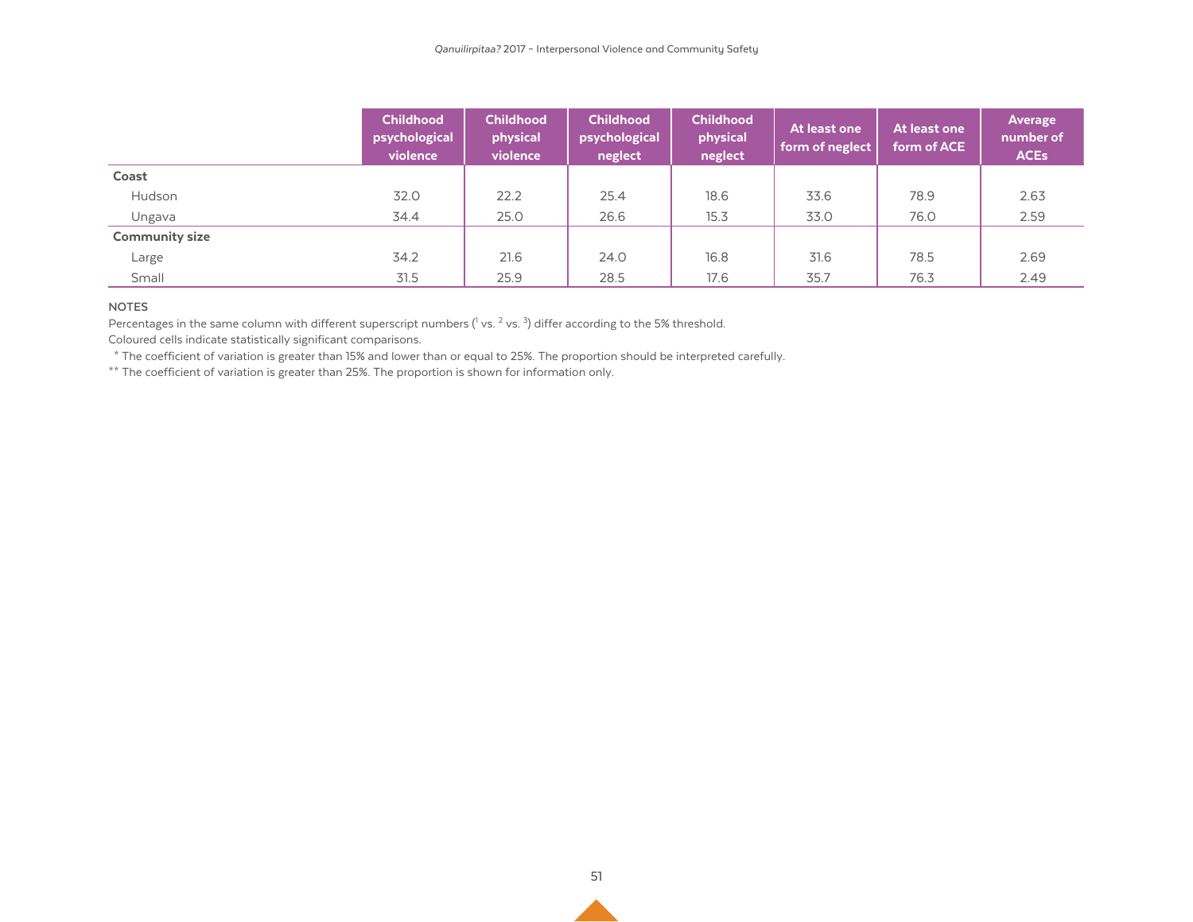| | Childhood psychological violence | Childhood physical violence | Childhood psychological neglect | Childhood physical neglect | At least one form of neglect | At least one form of ACE | Average number of ACEs |
|---|---|---|---|---|---|---|---|
| **Coast** | | | | | | | |
| Hudson | 32.0 | 22.2 | 25.4 | 18.6 | 33.6 | 78.9 | 2.63 |
| Ungava | 34.4 | 25.0 | 26.6 | 15.3 | 33.0 | 76.0 | 2.59 |
| **Community size** | | | | | | | |
| Large | 34.2 | 21.6 | 24.0 | 16.8 | 31.6 | 78.5 | 2.69 |
| Small | 31.5 | 25.9 | 28.5 | 17.6 | 35.7 | 76.3 | 2.49 |

NOTES

Percentages in the same column with different superscript numbers ([1] vs. [2] vs. [3]) differ according to the 5% threshold.

Coloured cells indicate statistically significant comparisons.

* The coefficient of variation is greater than 15% and lower than or equal to 25%. The proportion should be interpreted carefully.

** The coefficient of variation is greater than 25%. The proportion is shown for information only.